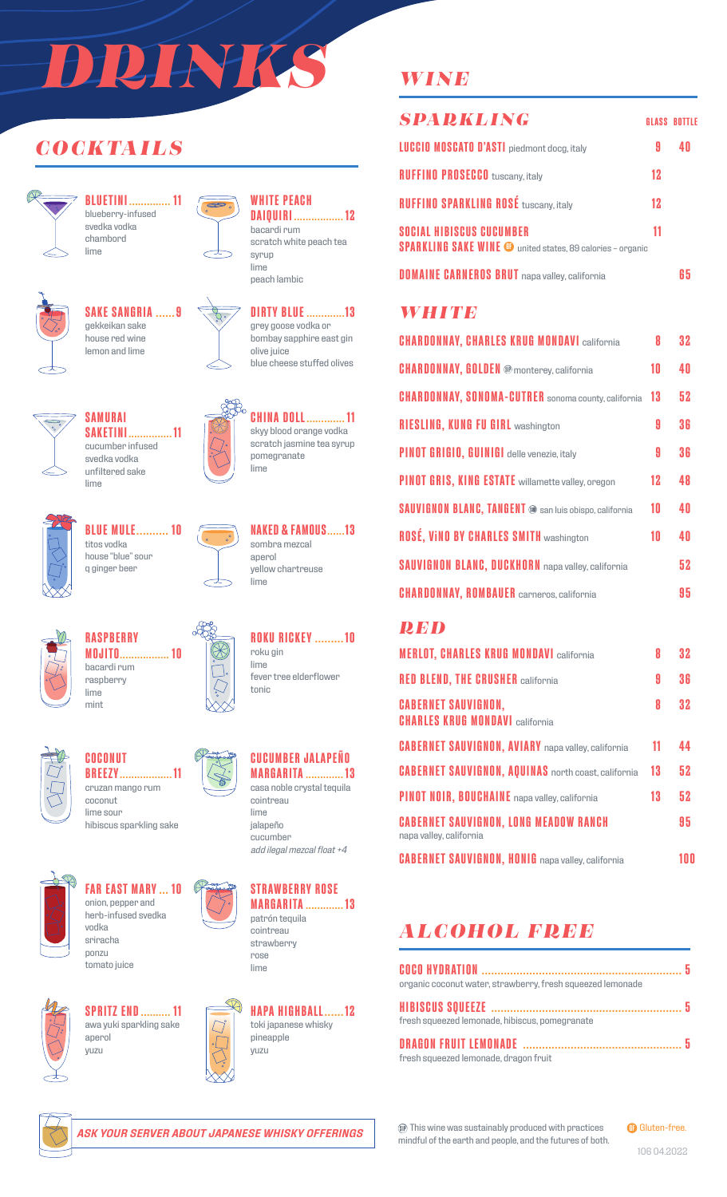# DRINKS

## COCKTAILS

**BLUETINI .............. 11**
blueberry-infused
svedka vodka
chambord
lime

**WHITE PEACH DAIQUIRI ................. 12**
bacardi rum
scratch white peach tea syrup
lime
peach lambic

**SAKE SANGRIA ...... 9**
gekkeikan sake
house red wine
lemon and lime

**DIRTY BLUE ............. 13**
grey goose vodka or
bombay sapphire east gin
olive juice
blue cheese stuffed olives

**SAMURAI SAKETINI ............... 11**
cucumber infused
svedka vodka
unfiltered sake
lime

**CHINA DOLL ............. 11**
skyy blood orange vodka
scratch jasmine tea syrup
pomegranate
lime

**BLUE MULE .......... 10**
titos vodka
house "blue" sour
q ginger beer

**NAKED & FAMOUS ......13**
sombra mezcal
aperol
yellow chartreuse
lime

**RASPBERRY MOJITO ................. 10**
bacardi rum
raspberry
lime
mint

**ROKU RICKEY ......... 10**
roku gin
lime
fever tree elderflower
tonic

**COCONUT BREEZY ................. 11**
cruzan mango rum
coconut
lime sour
hibiscus sparkling sake

**CUCUMBER JALAPEÑO MARGARITA ............. 13**
casa noble crystal tequila
cointreau
lime
jalapeño
cucumber
*add ilegal mezcal float +4*

**FAR EAST MARY ... 10**
onion, pepper and
herb-infused svedka
vodka
sriracha
ponzu
tomato juice

**STRAWBERRY ROSE MARGARITA ............. 13**
patrón tequila
cointreau
strawberry
rose
lime

**SPRITZ END .......... 11**
awa yuki sparkling sake
aperol
yuzu

**HAPA HIGHBALL ...... 12**
toki japanese whisky
pineapple
yuzu

***ASK YOUR SERVER ABOUT JAPANESE WHISKY OFFERINGS***

## WINE

### SPARKLING

| | GLASS | BOTTLE |
|---|---|---|
| **LUCCIO MOSCATO D'ASTI** piedmont docg, italy | 9 | 40 |
| **RUFFINO PROSECCO** tuscany, italy | 12 | |
| **RUFFINO SPARKLING ROSÉ** tuscany, italy | 12 | |
| **SOCIAL HIBISCUS CUCUMBER SPARKLING SAKE WINE** (GF) united states, 89 calories – organic | 11 | |
| **DOMAINE CARNEROS BRUT** napa valley, california | | 65 |

### WHITE

| | GLASS | BOTTLE |
|---|---|---|
| **CHARDONNAY, CHARLES KRUG MONDAVI** california | 8 | 32 |
| **CHARDONNAY, GOLDEN** (SP) monterey, california | 10 | 40 |
| **CHARDONNAY, SONOMA-CUTRER** sonoma county, california | 13 | 52 |
| **RIESLING, KUNG FU GIRL** washington | 9 | 36 |
| **PINOT GRIGIO, GUINIGI** delle venezie, italy | 9 | 36 |
| **PINOT GRIS, KING ESTATE** willamette valley, oregon | 12 | 48 |
| **SAUVIGNON BLANC, TANGENT** (SP) san luis obispo, california | 10 | 40 |
| **ROSÉ, ViNO BY CHARLES SMITH** washington | 10 | 40 |
| **SAUVIGNON BLANC, DUCKHORN** napa valley, california | | 52 |
| **CHARDONNAY, ROMBAUER** carneros, california | | 95 |

### RED

| | GLASS | BOTTLE |
|---|---|---|
| **MERLOT, CHARLES KRUG MONDAVI** california | 8 | 32 |
| **RED BLEND, THE CRUSHER** california | 9 | 36 |
| **CABERNET SAUVIGNON, CHARLES KRUG MONDAVI** california | 8 | 32 |
| **CABERNET SAUVIGNON, AVIARY** napa valley, california | 11 | 44 |
| **CABERNET SAUVIGNON, AQUINAS** north coast, california | 13 | 52 |
| **PINOT NOIR, BOUCHAINE** napa valley, california | 13 | 52 |
| **CABERNET SAUVIGNON, LONG MEADOW RANCH** napa valley, california | | 95 |
| **CABERNET SAUVIGNON, HONIG** napa valley, california | | 100 |

## ALCOHOL FREE

**COCO HYDRATION ............................................................... 5**
organic coconut water, strawberry, fresh squeezed lemonade

**HIBISCUS SQUEEZE ........................................................... 5**
fresh squeezed lemonade, hibiscus, pomegranate

**DRAGON FRUIT LEMONADE .................................................. 5**
fresh squeezed lemonade, dragon fruit

(SP) This wine was sustainably produced with practices mindful of the earth and people, and the futures of both.

(GF) Gluten-free.

106 04.2022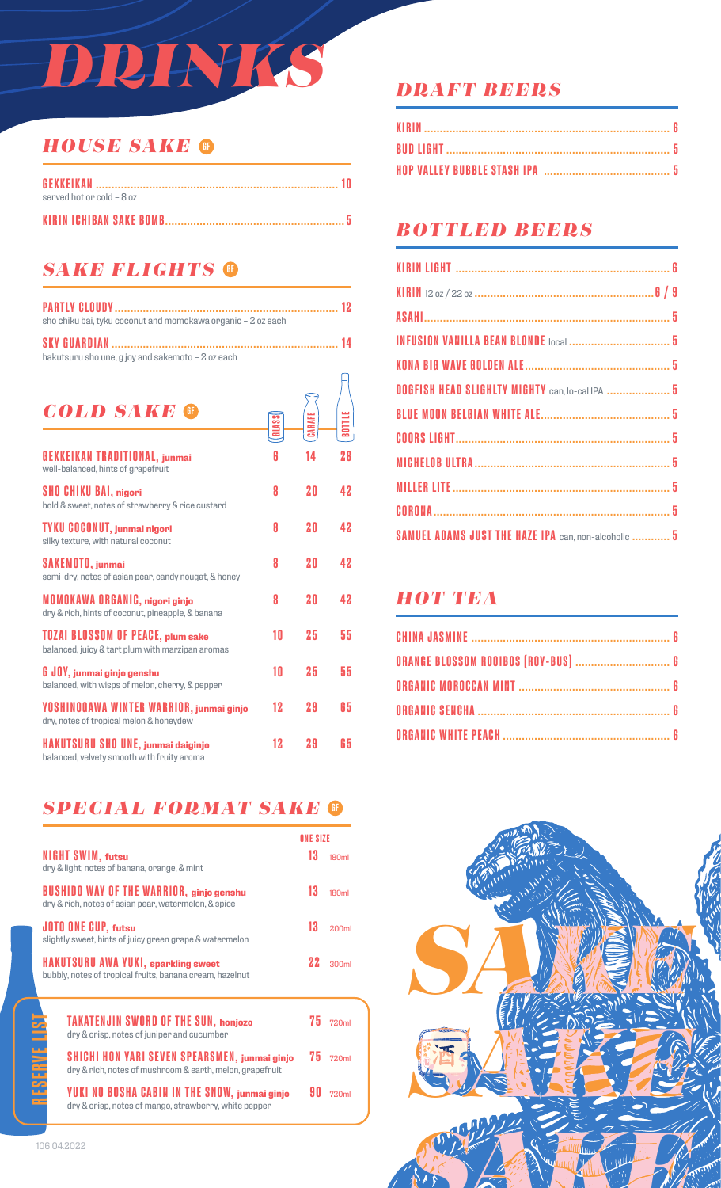# DRINKS

## HOUSE SAKE GF

**GEKKEIKAN** .......... 10
served hot or cold – 8 oz

**KIRIN ICHIBAN SAKE BOMB** .......... 5

## SAKE FLIGHTS GF

**PARTLY CLOUDY** .......... 12
sho chiku bai, tyku coconut and momokawa organic – 2 oz each

**SKY GUARDIAN** .......... 14
hakutsuru sho une, g joy and sakemoto – 2 oz each

## COLD SAKE GF

| | GLASS | CARAFE | BOTTLE |
|---|---|---|---|
| **GEKKEIKAN TRADITIONAL, junmai** well-balanced, hints of grapefruit | 6 | 14 | 28 |
| **SHO CHIKU BAI, nigori** bold & sweet, notes of strawberry & rice custard | 8 | 20 | 42 |
| **TYKU COCONUT, junmai nigori** silky texture, with natural coconut | 8 | 20 | 42 |
| **SAKEMOTO, junmai** semi-dry, notes of asian pear, candy nougat, & honey | 8 | 20 | 42 |
| **MOMOKAWA ORGANIC, nigori ginjo** dry & rich, hints of coconut, pineapple, & banana | 8 | 20 | 42 |
| **TOZAI BLOSSOM OF PEACE, plum sake** balanced, juicy & tart plum with marzipan aromas | 10 | 25 | 55 |
| **G JOY, junmai ginjo genshu** balanced, with wisps of melon, cherry, & pepper | 10 | 25 | 55 |
| **YOSHINOGAWA WINTER WARRIOR, junmai ginjo** dry, notes of tropical melon & honeydew | 12 | 29 | 65 |
| **HAKUTSURU SHO UNE, junmai daiginjo** balanced, velvety smooth with fruity aroma | 12 | 29 | 65 |

## SPECIAL FORMAT SAKE GF

| | ONE SIZE | |
|---|---|---|
| **NIGHT SWIM, futsu** dry & light, notes of banana, orange, & mint | 13 | 180ml |
| **BUSHIDO WAY OF THE WARRIOR, ginjo genshu** dry & rich, notes of asian pear, watermelon, & spice | 13 | 180ml |
| **JOTO ONE CUP, futsu** slightly sweet, hints of juicy green grape & watermelon | 13 | 200ml |
| **HAKUTSURU AWA YUKI, sparkling sweet** bubbly, notes of tropical fruits, banana cream, hazelnut | 22 | 300ml |

### RESERVE LIST

| | | |
|---|---|---|
| **TAKATENJIN SWORD OF THE SUN, honjozo** dry & crisp, notes of juniper and cucumber | 75 | 720ml |
| **SHICHI HON YARI SEVEN SPEARSMEN, junmai ginjo** dry & rich, notes of mushroom & earth, melon, grapefruit | 75 | 720ml |
| **YUKI NO BOSHA CABIN IN THE SNOW, junmai ginjo** dry & crisp, notes of mango, strawberry, white pepper | 90 | 720ml |

106 04.2022

## DRAFT BEERS

**KIRIN** .......... 6
**BUD LIGHT** .......... 5
**HOP VALLEY BUBBLE STASH IPA** .......... 5

## BOTTLED BEERS

**KIRIN LIGHT** .......... 6
**KIRIN** 12 oz / 22 oz .......... 6 / 9
**ASAHI** .......... 5
**INFUSION VANILLA BEAN BLONDE** local .......... 5
**KONA BIG WAVE GOLDEN ALE** .......... 5
**DOGFISH HEAD SLIGHLTY MIGHTY** can, lo-cal IPA .......... 5
**BLUE MOON BELGIAN WHITE ALE** .......... 5
**COORS LIGHT** .......... 5
**MICHELOB ULTRA** .......... 5
**MILLER LITE** .......... 5
**CORONA** .......... 5
**SAMUEL ADAMS JUST THE HAZE IPA** can, non-alcoholic .......... 5

## HOT TEA

**CHINA JASMINE** .......... 6
**ORANGE BLOSSOM ROOIBOS [ROY-BUS]** .......... 6
**ORGANIC MOROCCAN MINT** .......... 6
**ORGANIC SENCHA** .......... 6
**ORGANIC WHITE PEACH** .......... 6